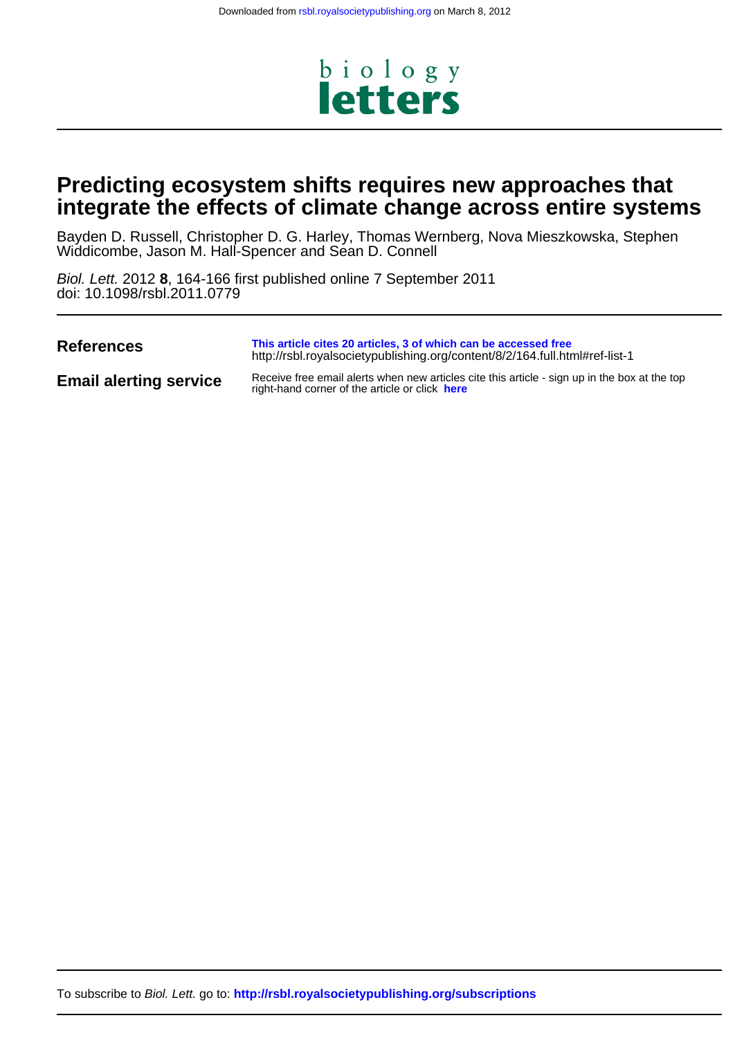Downloaded from rsbl.royalsocietypublishing.org on March 8, 2012

biology
letters

# Predicting ecosystem shifts requires new approaches that integrate the effects of climate change across entire systems

Bayden D. Russell, Christopher D. G. Harley, Thomas Wernberg, Nova Mieszkowska, Stephen Widdicombe, Jason M. Hall-Spencer and Sean D. Connell

*Biol. Lett.* 2012 **8**, 164-166 first published online 7 September 2011
doi: 10.1098/rsbl.2011.0779

**References** — **This article cites 20 articles, 3 of which can be accessed free**
http://rsbl.royalsocietypublishing.org/content/8/2/164.full.html#ref-list-1

**Email alerting service** — Receive free email alerts when new articles cite this article - sign up in the box at the top right-hand corner of the article or click **here**

To subscribe to *Biol. Lett.* go to: **http://rsbl.royalsocietypublishing.org/subscriptions**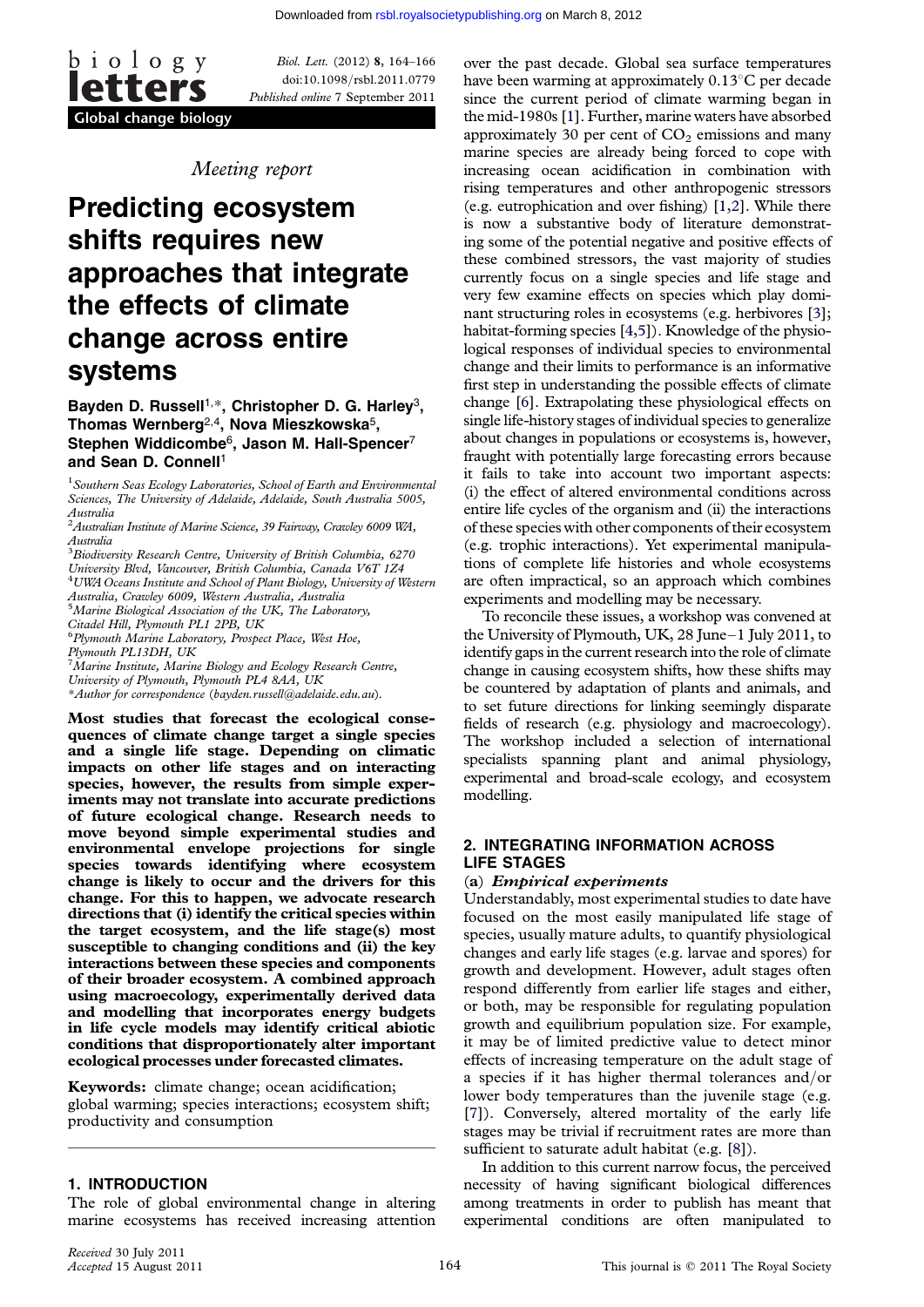*Meeting report*

# Predicting ecosystem shifts requires new approaches that integrate the effects of climate change across entire systems

**Bayden D. Russell[1,*], Christopher D. G. Harley[3], Thomas Wernberg[2,4], Nova Mieszkowska[5], Stephen Widdicombe[6], Jason M. Hall-Spencer[7] and Sean D. Connell[1]**

[1]Southern Seas Ecology Laboratories, School of Earth and Environmental Sciences, The University of Adelaide, Adelaide, South Australia 5005, Australia
[2]Australian Institute of Marine Science, 39 Fairway, Crawley 6009 WA, Australia
[3]Biodiversity Research Centre, University of British Columbia, 6270 University Blvd, Vancouver, British Columbia, Canada V6T 1Z4
[4]UWA Oceans Institute and School of Plant Biology, University of Western Australia, Crawley 6009, Western Australia, Australia
[5]Marine Biological Association of the UK, The Laboratory, Citadel Hill, Plymouth PL1 2PB, UK
[6]Plymouth Marine Laboratory, Prospect Place, West Hoe, Plymouth PL13DH, UK
[7]Marine Institute, Marine Biology and Ecology Research Centre, University of Plymouth, Plymouth PL4 8AA, UK
*Author for correspondence (bayden.russell@adelaide.edu.au).

**Most studies that forecast the ecological consequences of climate change target a single species and a single life stage. Depending on climatic impacts on other life stages and on interacting species, however, the results from simple experiments may not translate into accurate predictions of future ecological change. Research needs to move beyond simple experimental studies and environmental envelope projections for single species towards identifying where ecosystem change is likely to occur and the drivers for this change. For this to happen, we advocate research directions that (i) identify the critical species within the target ecosystem, and the life stage(s) most susceptible to changing conditions and (ii) the key interactions between these species and components of their broader ecosystem. A combined approach using macroecology, experimentally derived data and modelling that incorporates energy budgets in life cycle models may identify critical abiotic conditions that disproportionately alter important ecological processes under forecasted climates.**

**Keywords:** climate change; ocean acidification; global warming; species interactions; ecosystem shift; productivity and consumption

## 1. INTRODUCTION

The role of global environmental change in altering marine ecosystems has received increasing attention over the past decade. Global sea surface temperatures have been warming at approximately 0.13°C per decade since the current period of climate warming began in the mid-1980s [1]. Further, marine waters have absorbed approximately 30 per cent of $CO_2$ emissions and many marine species are already being forced to cope with increasing ocean acidification in combination with rising temperatures and other anthropogenic stressors (e.g. eutrophication and over fishing) [1,2]. While there is now a substantive body of literature demonstrating some of the potential negative and positive effects of these combined stressors, the vast majority of studies currently focus on a single species and life stage and very few examine effects on species which play dominant structuring roles in ecosystems (e.g. herbivores [3]; habitat-forming species [4,5]). Knowledge of the physiological responses of individual species to environmental change and their limits to performance is an informative first step in understanding the possible effects of climate change [6]. Extrapolating these physiological effects on single life-history stages of individual species to generalize about changes in populations or ecosystems is, however, fraught with potentially large forecasting errors because it fails to take into account two important aspects: (i) the effect of altered environmental conditions across entire life cycles of the organism and (ii) the interactions of these species with other components of their ecosystem (e.g. trophic interactions). Yet experimental manipulations of complete life histories and whole ecosystems are often impractical, so an approach which combines experiments and modelling may be necessary.

To reconcile these issues, a workshop was convened at the University of Plymouth, UK, 28 June–1 July 2011, to identify gaps in the current research into the role of climate change in causing ecosystem shifts, how these shifts may be countered by adaptation of plants and animals, and to set future directions for linking seemingly disparate fields of research (e.g. physiology and macroecology). The workshop included a selection of international specialists spanning plant and animal physiology, experimental and broad-scale ecology, and ecosystem modelling.

## 2. INTEGRATING INFORMATION ACROSS LIFE STAGES

### (a) *Empirical experiments*

Understandably, most experimental studies to date have focused on the most easily manipulated life stage of species, usually mature adults, to quantify physiological changes and early life stages (e.g. larvae and spores) for growth and development. However, adult stages often respond differently from earlier life stages and either, or both, may be responsible for regulating population growth and equilibrium population size. For example, it may be of limited predictive value to detect minor effects of increasing temperature on the adult stage of a species if it has higher thermal tolerances and/or lower body temperatures than the juvenile stage (e.g. [7]). Conversely, altered mortality of the early life stages may be trivial if recruitment rates are more than sufficient to saturate adult habitat (e.g. [8]).

In addition to this current narrow focus, the perceived necessity of having significant biological differences among treatments in order to publish has meant that experimental conditions are often manipulated to

Received 30 July 2011
Accepted 15 August 2011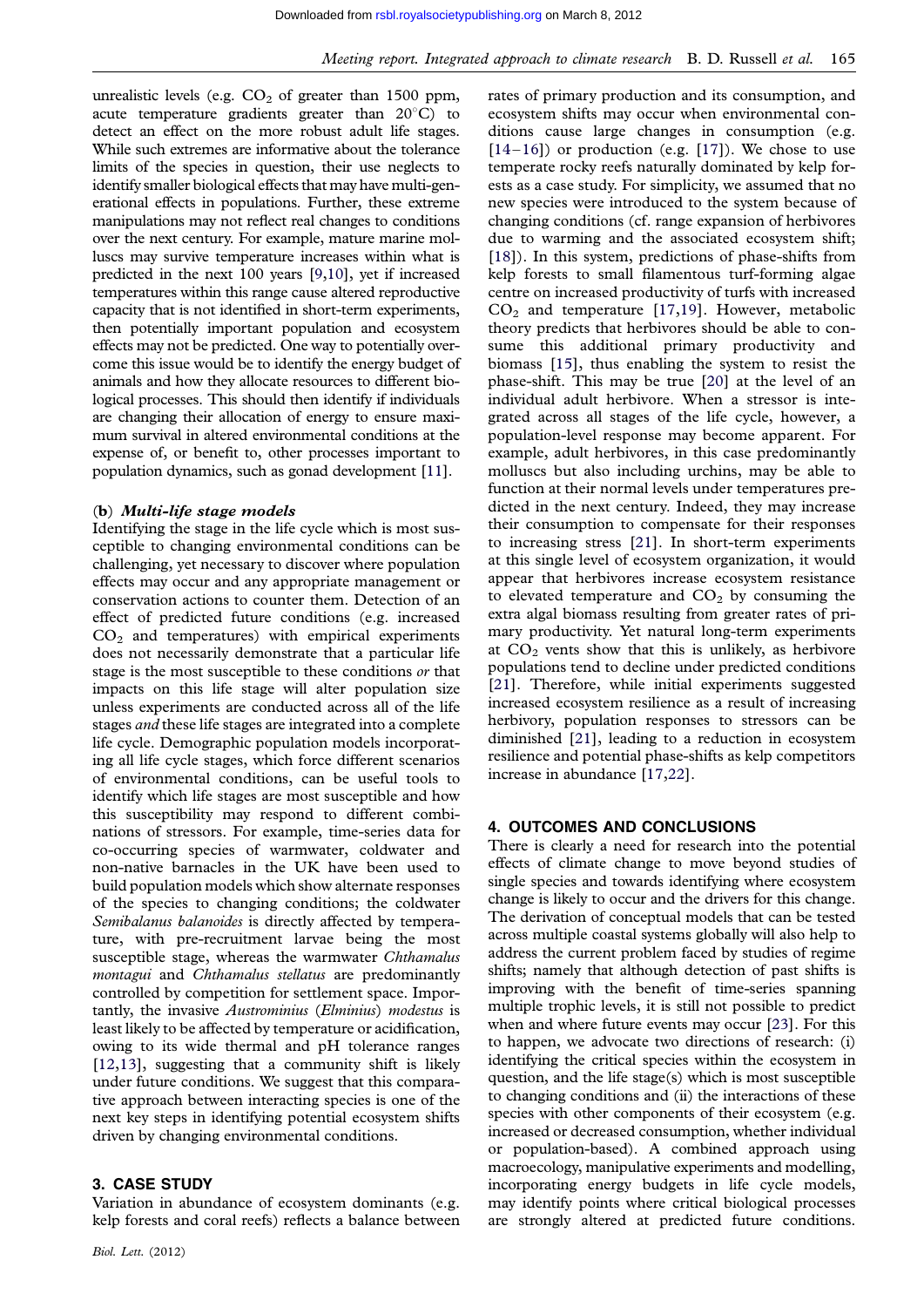unrealistic levels (e.g. $CO_2$ of greater than 1500 ppm, acute temperature gradients greater than 20°C) to detect an effect on the more robust adult life stages. While such extremes are informative about the tolerance limits of the species in question, their use neglects to identify smaller biological effects that may have multi-generational effects in populations. Further, these extreme manipulations may not reflect real changes to conditions over the next century. For example, mature marine molluscs may survive temperature increases within what is predicted in the next 100 years [9,10], yet if increased temperatures within this range cause altered reproductive capacity that is not identified in short-term experiments, then potentially important population and ecosystem effects may not be predicted. One way to potentially overcome this issue would be to identify the energy budget of animals and how they allocate resources to different biological processes. This should then identify if individuals are changing their allocation of energy to ensure maximum survival in altered environmental conditions at the expense of, or benefit to, other processes important to population dynamics, such as gonad development [11].

### (b) *Multi-life stage models*

Identifying the stage in the life cycle which is most susceptible to changing environmental conditions can be challenging, yet necessary to discover where population effects may occur and any appropriate management or conservation actions to counter them. Detection of an effect of predicted future conditions (e.g. increased $CO_2$ and temperatures) with empirical experiments does not necessarily demonstrate that a particular life stage is the most susceptible to these conditions *or* that impacts on this life stage will alter population size unless experiments are conducted across all of the life stages *and* these life stages are integrated into a complete life cycle. Demographic population models incorporating all life cycle stages, which force different scenarios of environmental conditions, can be useful tools to identify which life stages are most susceptible and how this susceptibility may respond to different combinations of stressors. For example, time-series data for co-occurring species of warmwater, coldwater and non-native barnacles in the UK have been used to build population models which show alternate responses of the species to changing conditions; the coldwater *Semibalanus balanoides* is directly affected by temperature, with pre-recruitment larvae being the most susceptible stage, whereas the warmwater *Chthamalus montagui* and *Chthamalus stellatus* are predominantly controlled by competition for settlement space. Importantly, the invasive *Austrominius* (*Elminius*) *modestus* is least likely to be affected by temperature or acidification, owing to its wide thermal and pH tolerance ranges [12,13], suggesting that a community shift is likely under future conditions. We suggest that this comparative approach between interacting species is one of the next key steps in identifying potential ecosystem shifts driven by changing environmental conditions.

## 3. CASE STUDY

Variation in abundance of ecosystem dominants (e.g. kelp forests and coral reefs) reflects a balance between rates of primary production and its consumption, and ecosystem shifts may occur when environmental conditions cause large changes in consumption (e.g. [14–16]) or production (e.g. [17]). We chose to use temperate rocky reefs naturally dominated by kelp forests as a case study. For simplicity, we assumed that no new species were introduced to the system because of changing conditions (cf. range expansion of herbivores due to warming and the associated ecosystem shift; [18]). In this system, predictions of phase-shifts from kelp forests to small filamentous turf-forming algae centre on increased productivity of turfs with increased $CO_2$ and temperature [17,19]. However, metabolic theory predicts that herbivores should be able to consume this additional primary productivity and biomass [15], thus enabling the system to resist the phase-shift. This may be true [20] at the level of an individual adult herbivore. When a stressor is integrated across all stages of the life cycle, however, a population-level response may become apparent. For example, adult herbivores, in this case predominantly molluscs but also including urchins, may be able to function at their normal levels under temperatures predicted in the next century. Indeed, they may increase their consumption to compensate for their responses to increasing stress [21]. In short-term experiments at this single level of ecosystem organization, it would appear that herbivores increase ecosystem resistance to elevated temperature and $CO_2$ by consuming the extra algal biomass resulting from greater rates of primary productivity. Yet natural long-term experiments at $CO_2$ vents show that this is unlikely, as herbivore populations tend to decline under predicted conditions [21]. Therefore, while initial experiments suggested increased ecosystem resilience as a result of increasing herbivory, population responses to stressors can be diminished [21], leading to a reduction in ecosystem resilience and potential phase-shifts as kelp competitors increase in abundance [17,22].

## 4. OUTCOMES AND CONCLUSIONS

There is clearly a need for research into the potential effects of climate change to move beyond studies of single species and towards identifying where ecosystem change is likely to occur and the drivers for this change. The derivation of conceptual models that can be tested across multiple coastal systems globally will also help to address the current problem faced by studies of regime shifts; namely that although detection of past shifts is improving with the benefit of time-series spanning multiple trophic levels, it is still not possible to predict when and where future events may occur [23]. For this to happen, we advocate two directions of research: (i) identifying the critical species within the ecosystem in question, and the life stage(s) which is most susceptible to changing conditions and (ii) the interactions of these species with other components of their ecosystem (e.g. increased or decreased consumption, whether individual or population-based). A combined approach using macroecology, manipulative experiments and modelling, incorporating energy budgets in life cycle models, may identify points where critical biological processes are strongly altered at predicted future conditions.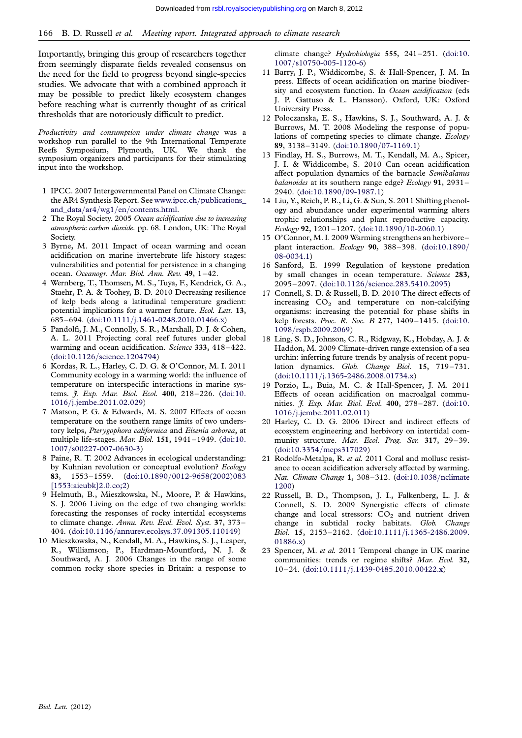Importantly, bringing this group of researchers together from seemingly disparate fields revealed consensus on the need for the field to progress beyond single-species studies. We advocate that with a combined approach it may be possible to predict likely ecosystem changes before reaching what is currently thought of as critical thresholds that are notoriously difficult to predict.

*Productivity and consumption under climate change* was a workshop run parallel to the 9th International Temperate Reefs Symposium, Plymouth, UK. We thank the symposium organizers and participants for their stimulating input into the workshop.

1 IPCC. 2007 Intergovernmental Panel on Climate Change: the AR4 Synthesis Report. See www.ipcc.ch/publications_and_data/ar4/wg1/en/contents.html.

2 The Royal Society. 2005 *Ocean acidification due to increasing atmospheric carbon dioxide*. pp. 68. London, UK: The Royal Society.

3 Byrne, M. 2011 Impact of ocean warming and ocean acidification on marine invertebrate life history stages: vulnerabilities and potential for persistence in a changing ocean. *Oceanogr. Mar. Biol. Ann. Rev.* **49**, 1–42.

4 Wernberg, T., Thomsen, M. S., Tuya, F., Kendrick, G. A., Staehr, P. A. & Toohey, B. D. 2010 Decreasing resilience of kelp beds along a latitudinal temperature gradient: potential implications for a warmer future. *Ecol. Lett.* **13**, 685–694. (doi:10.1111/j.1461-0248.2010.01466.x)

5 Pandolfi, J. M., Connolly, S. R., Marshall, D. J. & Cohen, A. L. 2011 Projecting coral reef futures under global warming and ocean acidification. *Science* **333**, 418–422. (doi:10.1126/science.1204794)

6 Kordas, R. L., Harley, C. D. G. & O'Connor, M. I. 2011 Community ecology in a warming world: the influence of temperature on interspecific interactions in marine systems. *J. Exp. Mar. Biol. Ecol.* **400**, 218–226. (doi:10.1016/j.jembe.2011.02.029)

7 Matson, P. G. & Edwards, M. S. 2007 Effects of ocean temperature on the southern range limits of two understory kelps, *Pterygophora californica* and *Eisenia arborea*, at multiple life-stages. *Mar. Biol.* **151**, 1941–1949. (doi:10.1007/s00227-007-0630-3)

8 Paine, R. T. 2002 Advances in ecological understanding: by Kuhnian revolution or conceptual evolution? *Ecology* **83**, 1553–1559. (doi:10.1890/0012-9658(2002)083[1553:aieubk]2.0.co;2)

9 Helmuth, B., Mieszkowska, N., Moore, P. & Hawkins, S. J. 2006 Living on the edge of two changing worlds: forecasting the responses of rocky intertidal ecosystems to climate change. *Annu. Rev. Ecol. Evol. Syst.* **37**, 373–404. (doi:10.1146/annurev.ecolsys.37.091305.110149)

10 Mieszkowska, N., Kendall, M. A., Hawkins, S. J., Leaper, R., Williamson, P., Hardman-Mountford, N. J. & Southward, A. J. 2006 Changes in the range of some common rocky shore species in Britain: a response to climate change? *Hydrobiologia* **555**, 241–251. (doi:10.1007/s10750-005-1120-6)

11 Barry, J. P., Widdicombe, S. & Hall-Spencer, J. M. In press. Effects of ocean acidification on marine biodiversity and ecosystem function. In *Ocean acidification* (eds J. P. Gattuso & L. Hansson). Oxford, UK: Oxford University Press.

12 Poloczanska, E. S., Hawkins, S. J., Southward, A. J. & Burrows, M. T. 2008 Modeling the response of populations of competing species to climate change. *Ecology* **89**, 3138–3149. (doi:10.1890/07-1169.1)

13 Findlay, H. S., Burrows, M. T., Kendall, M. A., Spicer, J. I. & Widdicombe, S. 2010 Can ocean acidification affect population dynamics of the barnacle *Semibalanus balanoides* at its southern range edge? *Ecology* **91**, 2931–2940. (doi:10.1890/09-1987.1)

14 Liu, Y., Reich, P. B., Li, G. & Sun, S. 2011 Shifting phenology and abundance under experimental warming alters trophic relationships and plant reproductive capacity. *Ecology* **92**, 1201–1207. (doi:10.1890/10-2060.1)

15 O'Connor, M. I. 2009 Warming strengthens an herbivore–plant interaction. *Ecology* **90**, 388–398. (doi:10.1890/08-0034.1)

16 Sanford, E. 1999 Regulation of keystone predation by small changes in ocean temperature. *Science* **283**, 2095–2097. (doi:10.1126/science.283.5410.2095)

17 Connell, S. D. & Russell, B. D. 2010 The direct effects of increasing $CO_2$ and temperature on non-calcifying organisms: increasing the potential for phase shifts in kelp forests. *Proc. R. Soc. B* **277**, 1409–1415. (doi:10.1098/rspb.2009.2069)

18 Ling, S. D., Johnson, C. R., Ridgway, K., Hobday, A. J. & Haddon, M. 2009 Climate-driven range extension of a sea urchin: inferring future trends by analysis of recent population dynamics. *Glob. Change Biol.* **15**, 719–731. (doi:10.1111/j.1365-2486.2008.01734.x)

19 Porzio, L., Buia, M. C. & Hall-Spencer, J. M. 2011 Effects of ocean acidification on macroalgal communities. *J. Exp. Mar. Biol. Ecol.* **400**, 278–287. (doi:10.1016/j.jembe.2011.02.011)

20 Harley, C. D. G. 2006 Direct and indirect effects of ecosystem engineering and herbivory on intertidal community structure. *Mar. Ecol. Prog. Ser.* **317**, 29–39. (doi:10.3354/meps317029)

21 Rodolfo-Metalpa, R. *et al.* 2011 Coral and mollusc resistance to ocean acidification adversely affected by warming. *Nat. Climate Change* **1**, 308–312. (doi:10.1038/nclimate1200)

22 Russell, B. D., Thompson, J. I., Falkenberg, L. J. & Connell, S. D. 2009 Synergistic effects of climate change and local stressors: $CO_2$ and nutrient driven change in subtidal rocky habitats. *Glob. Change Biol.* **15**, 2153–2162. (doi:10.1111/j.1365-2486.2009.01886.x)

23 Spencer, M. *et al.* 2011 Temporal change in UK marine communities: trends or regime shifts? *Mar. Ecol.* **32**, 10–24. (doi:10.1111/j.1439-0485.2010.00422.x)